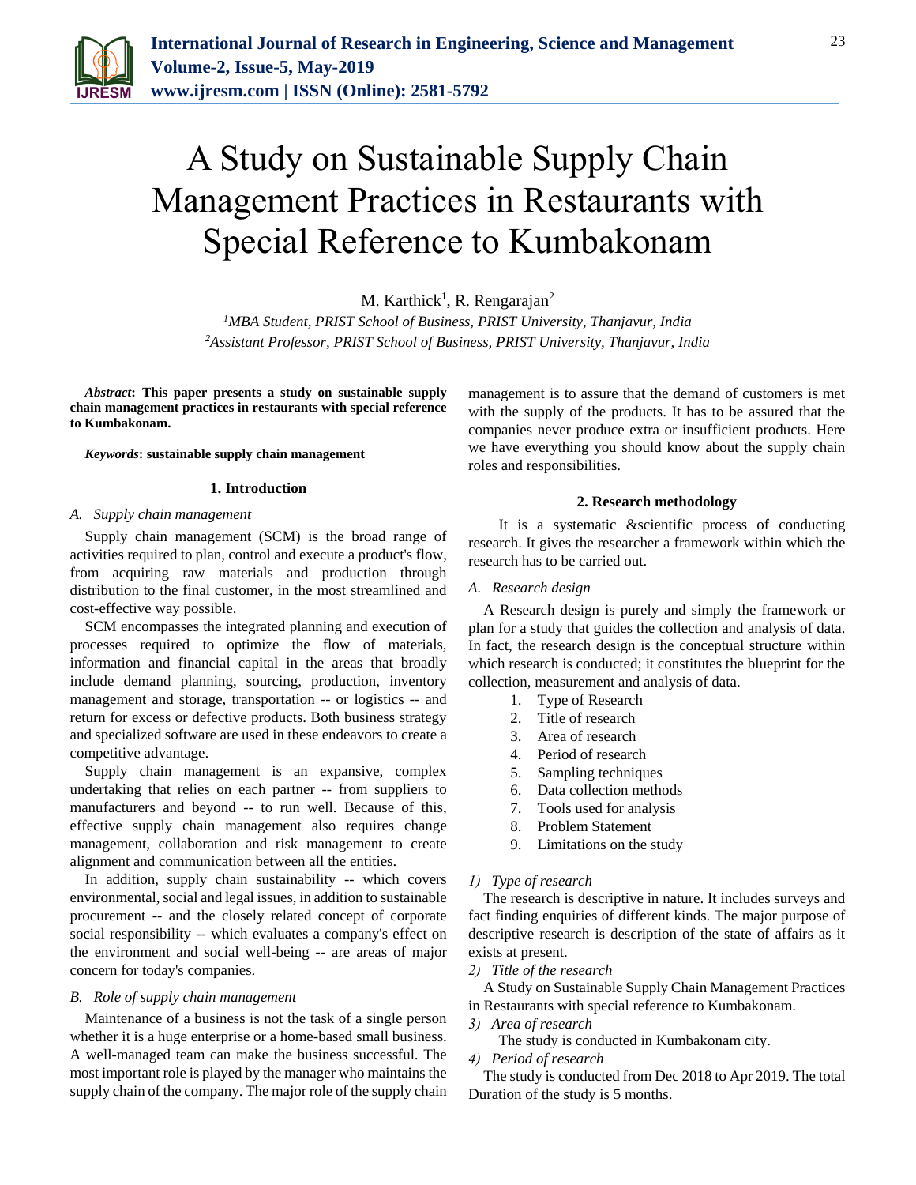# A Study on Sustainable Supply Chain Management Practices in Restaurants with Special Reference to Kumbakonam

M. Karthick[1], R. Rengarajan[2]

[1]*MBA Student, PRIST School of Business, PRIST University, Thanjavur, India*
[2]*Assistant Professor, PRIST School of Business, PRIST University, Thanjavur, India*

***Abstract*: This paper presents a study on sustainable supply chain management practices in restaurants with special reference to Kumbakonam.**

***Keywords*: sustainable supply chain management**

## 1. Introduction

### A. *Supply chain management*

Supply chain management (SCM) is the broad range of activities required to plan, control and execute a product's flow, from acquiring raw materials and production through distribution to the final customer, in the most streamlined and cost-effective way possible.

SCM encompasses the integrated planning and execution of processes required to optimize the flow of materials, information and financial capital in the areas that broadly include demand planning, sourcing, production, inventory management and storage, transportation -- or logistics -- and return for excess or defective products. Both business strategy and specialized software are used in these endeavors to create a competitive advantage.

Supply chain management is an expansive, complex undertaking that relies on each partner -- from suppliers to manufacturers and beyond -- to run well. Because of this, effective supply chain management also requires change management, collaboration and risk management to create alignment and communication between all the entities.

In addition, supply chain sustainability -- which covers environmental, social and legal issues, in addition to sustainable procurement -- and the closely related concept of corporate social responsibility -- which evaluates a company's effect on the environment and social well-being -- are areas of major concern for today's companies.

### B. *Role of supply chain management*

Maintenance of a business is not the task of a single person whether it is a huge enterprise or a home-based small business. A well-managed team can make the business successful. The most important role is played by the manager who maintains the supply chain of the company. The major role of the supply chain management is to assure that the demand of customers is met with the supply of the products. It has to be assured that the companies never produce extra or insufficient products. Here we have everything you should know about the supply chain roles and responsibilities.

## 2. Research methodology

It is a systematic &scientific process of conducting research. It gives the researcher a framework within which the research has to be carried out.

### A. *Research design*

A Research design is purely and simply the framework or plan for a study that guides the collection and analysis of data. In fact, the research design is the conceptual structure within which research is conducted; it constitutes the blueprint for the collection, measurement and analysis of data.

1. Type of Research
2. Title of research
3. Area of research
4. Period of research
5. Sampling techniques
6. Data collection methods
7. Tools used for analysis
8. Problem Statement
9. Limitations on the study

#### 1) *Type of research*

The research is descriptive in nature. It includes surveys and fact finding enquiries of different kinds. The major purpose of descriptive research is description of the state of affairs as it exists at present.

#### 2) *Title of the research*

A Study on Sustainable Supply Chain Management Practices in Restaurants with special reference to Kumbakonam.

#### 3) *Area of research*

The study is conducted in Kumbakonam city.

#### 4) *Period of research*

The study is conducted from Dec 2018 to Apr 2019. The total Duration of the study is 5 months.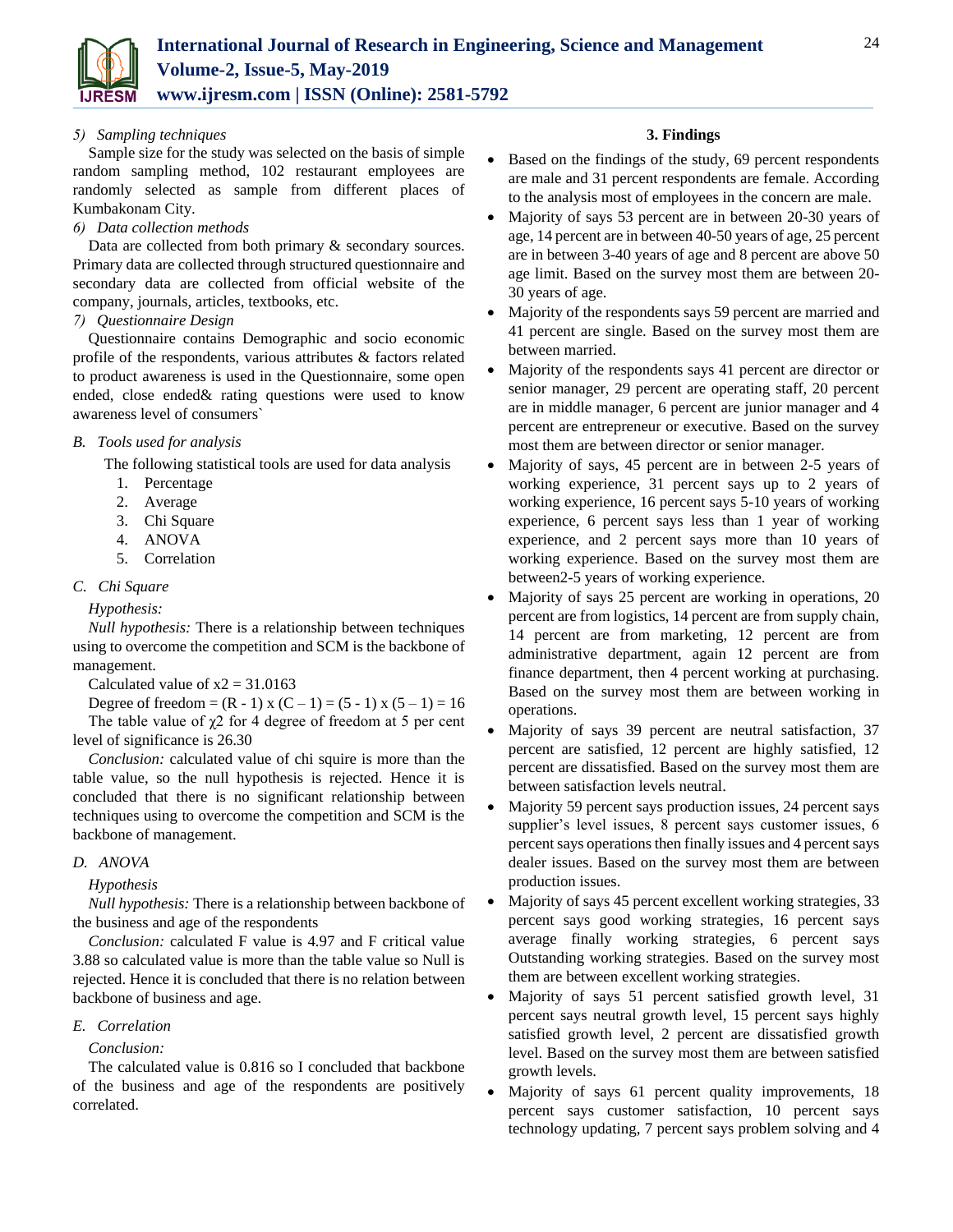*5) Sampling techniques*

Sample size for the study was selected on the basis of simple random sampling method, 102 restaurant employees are randomly selected as sample from different places of Kumbakonam City.

*6) Data collection methods*

Data are collected from both primary & secondary sources. Primary data are collected through structured questionnaire and secondary data are collected from official website of the company, journals, articles, textbooks, etc.

*7) Questionnaire Design*

Questionnaire contains Demographic and socio economic profile of the respondents, various attributes & factors related to product awareness is used in the Questionnaire, some open ended, close ended& rating questions were used to know awareness level of consumers`

### *B. Tools used for analysis*

The following statistical tools are used for data analysis

1. Percentage
2. Average
3. Chi Square
4. ANOVA
5. Correlation

### *C. Chi Square*

*Hypothesis:*

*Null hypothesis:* There is a relationship between techniques using to overcome the competition and SCM is the backbone of management.

Calculated value of $x2 = 31.0163$

Degree of freedom = $(R - 1) \times (C - 1) = (5 - 1) \times (5 - 1) = 16$

The table value of $\chi 2$ for 4 degree of freedom at 5 per cent level of significance is 26.30

*Conclusion:* calculated value of chi squire is more than the table value, so the null hypothesis is rejected. Hence it is concluded that there is no significant relationship between techniques using to overcome the competition and SCM is the backbone of management.

### *D. ANOVA*

*Hypothesis*

*Null hypothesis:* There is a relationship between backbone of the business and age of the respondents

*Conclusion:* calculated F value is 4.97 and F critical value 3.88 so calculated value is more than the table value so Null is rejected. Hence it is concluded that there is no relation between backbone of business and age.

### *E. Correlation*

*Conclusion:*

The calculated value is 0.816 so I concluded that backbone of the business and age of the respondents are positively correlated.

## 3. Findings

- Based on the findings of the study, 69 percent respondents are male and 31 percent respondents are female. According to the analysis most of employees in the concern are male.
- Majority of says 53 percent are in between 20-30 years of age, 14 percent are in between 40-50 years of age, 25 percent are in between 3-40 years of age and 8 percent are above 50 age limit. Based on the survey most them are between 20-30 years of age.
- Majority of the respondents says 59 percent are married and 41 percent are single. Based on the survey most them are between married.
- Majority of the respondents says 41 percent are director or senior manager, 29 percent are operating staff, 20 percent are in middle manager, 6 percent are junior manager and 4 percent are entrepreneur or executive. Based on the survey most them are between director or senior manager.
- Majority of says, 45 percent are in between 2-5 years of working experience, 31 percent says up to 2 years of working experience, 16 percent says 5-10 years of working experience, 6 percent says less than 1 year of working experience, and 2 percent says more than 10 years of working experience. Based on the survey most them are between2-5 years of working experience.
- Majority of says 25 percent are working in operations, 20 percent are from logistics, 14 percent are from supply chain, 14 percent are from marketing, 12 percent are from administrative department, again 12 percent are from finance department, then 4 percent working at purchasing. Based on the survey most them are between working in operations.
- Majority of says 39 percent are neutral satisfaction, 37 percent are satisfied, 12 percent are highly satisfied, 12 percent are dissatisfied. Based on the survey most them are between satisfaction levels neutral.
- Majority 59 percent says production issues, 24 percent says supplier's level issues, 8 percent says customer issues, 6 percent says operations then finally issues and 4 percent says dealer issues. Based on the survey most them are between production issues.
- Majority of says 45 percent excellent working strategies, 33 percent says good working strategies, 16 percent says average finally working strategies, 6 percent says Outstanding working strategies. Based on the survey most them are between excellent working strategies.
- Majority of says 51 percent satisfied growth level, 31 percent says neutral growth level, 15 percent says highly satisfied growth level, 2 percent are dissatisfied growth level. Based on the survey most them are between satisfied growth levels.
- Majority of says 61 percent quality improvements, 18 percent says customer satisfaction, 10 percent says technology updating, 7 percent says problem solving and 4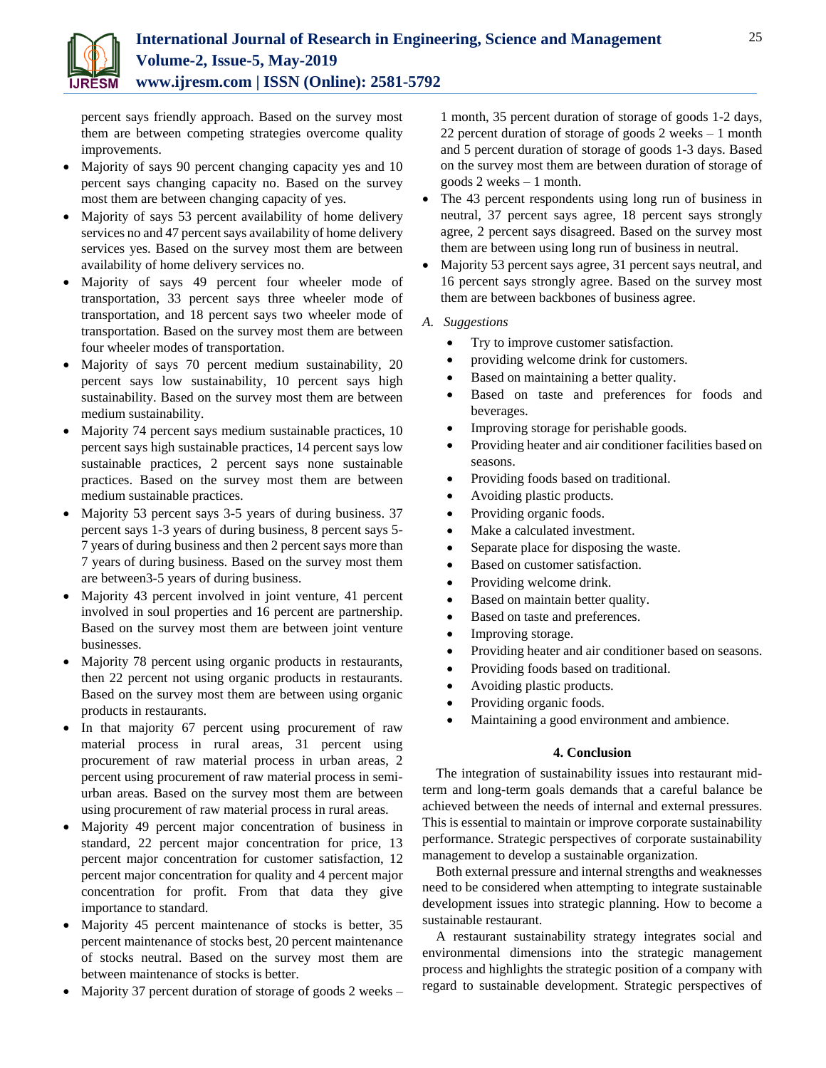percent says friendly approach. Based on the survey most them are between competing strategies overcome quality improvements.

- Majority of says 90 percent changing capacity yes and 10 percent says changing capacity no. Based on the survey most them are between changing capacity of yes.
- Majority of says 53 percent availability of home delivery services no and 47 percent says availability of home delivery services yes. Based on the survey most them are between availability of home delivery services no.
- Majority of says 49 percent four wheeler mode of transportation, 33 percent says three wheeler mode of transportation, and 18 percent says two wheeler mode of transportation. Based on the survey most them are between four wheeler modes of transportation.
- Majority of says 70 percent medium sustainability, 20 percent says low sustainability, 10 percent says high sustainability. Based on the survey most them are between medium sustainability.
- Majority 74 percent says medium sustainable practices, 10 percent says high sustainable practices, 14 percent says low sustainable practices, 2 percent says none sustainable practices. Based on the survey most them are between medium sustainable practices.
- Majority 53 percent says 3-5 years of during business. 37 percent says 1-3 years of during business, 8 percent says 5-7 years of during business and then 2 percent says more than 7 years of during business. Based on the survey most them are between3-5 years of during business.
- Majority 43 percent involved in joint venture, 41 percent involved in soul properties and 16 percent are partnership. Based on the survey most them are between joint venture businesses.
- Majority 78 percent using organic products in restaurants, then 22 percent not using organic products in restaurants. Based on the survey most them are between using organic products in restaurants.
- In that majority 67 percent using procurement of raw material process in rural areas, 31 percent using procurement of raw material process in urban areas, 2 percent using procurement of raw material process in semi-urban areas. Based on the survey most them are between using procurement of raw material process in rural areas.
- Majority 49 percent major concentration of business in standard, 22 percent major concentration for price, 13 percent major concentration for customer satisfaction, 12 percent major concentration for quality and 4 percent major concentration for profit. From that data they give importance to standard.
- Majority 45 percent maintenance of stocks is better, 35 percent maintenance of stocks best, 20 percent maintenance of stocks neutral. Based on the survey most them are between maintenance of stocks is better.
- Majority 37 percent duration of storage of goods 2 weeks – 1 month, 35 percent duration of storage of goods 1-2 days, 22 percent duration of storage of goods 2 weeks – 1 month and 5 percent duration of storage of goods 1-3 days. Based on the survey most them are between duration of storage of goods 2 weeks – 1 month.
- The 43 percent respondents using long run of business in neutral, 37 percent says agree, 18 percent says strongly agree, 2 percent says disagreed. Based on the survey most them are between using long run of business in neutral.
- Majority 53 percent says agree, 31 percent says neutral, and 16 percent says strongly agree. Based on the survey most them are between backbones of business agree.

### *A. Suggestions*

- Try to improve customer satisfaction.
- providing welcome drink for customers.
- Based on maintaining a better quality.
- Based on taste and preferences for foods and beverages.
- Improving storage for perishable goods.
- Providing heater and air conditioner facilities based on seasons.
- Providing foods based on traditional.
- Avoiding plastic products.
- Providing organic foods.
- Make a calculated investment.
- Separate place for disposing the waste.
- Based on customer satisfaction.
- Providing welcome drink.
- Based on maintain better quality.
- Based on taste and preferences.
- Improving storage.
- Providing heater and air conditioner based on seasons.
- Providing foods based on traditional.
- Avoiding plastic products.
- Providing organic foods.
- Maintaining a good environment and ambience.

## 4. Conclusion

The integration of sustainability issues into restaurant mid-term and long-term goals demands that a careful balance be achieved between the needs of internal and external pressures. This is essential to maintain or improve corporate sustainability performance. Strategic perspectives of corporate sustainability management to develop a sustainable organization.

Both external pressure and internal strengths and weaknesses need to be considered when attempting to integrate sustainable development issues into strategic planning. How to become a sustainable restaurant.

A restaurant sustainability strategy integrates social and environmental dimensions into the strategic management process and highlights the strategic position of a company with regard to sustainable development. Strategic perspectives of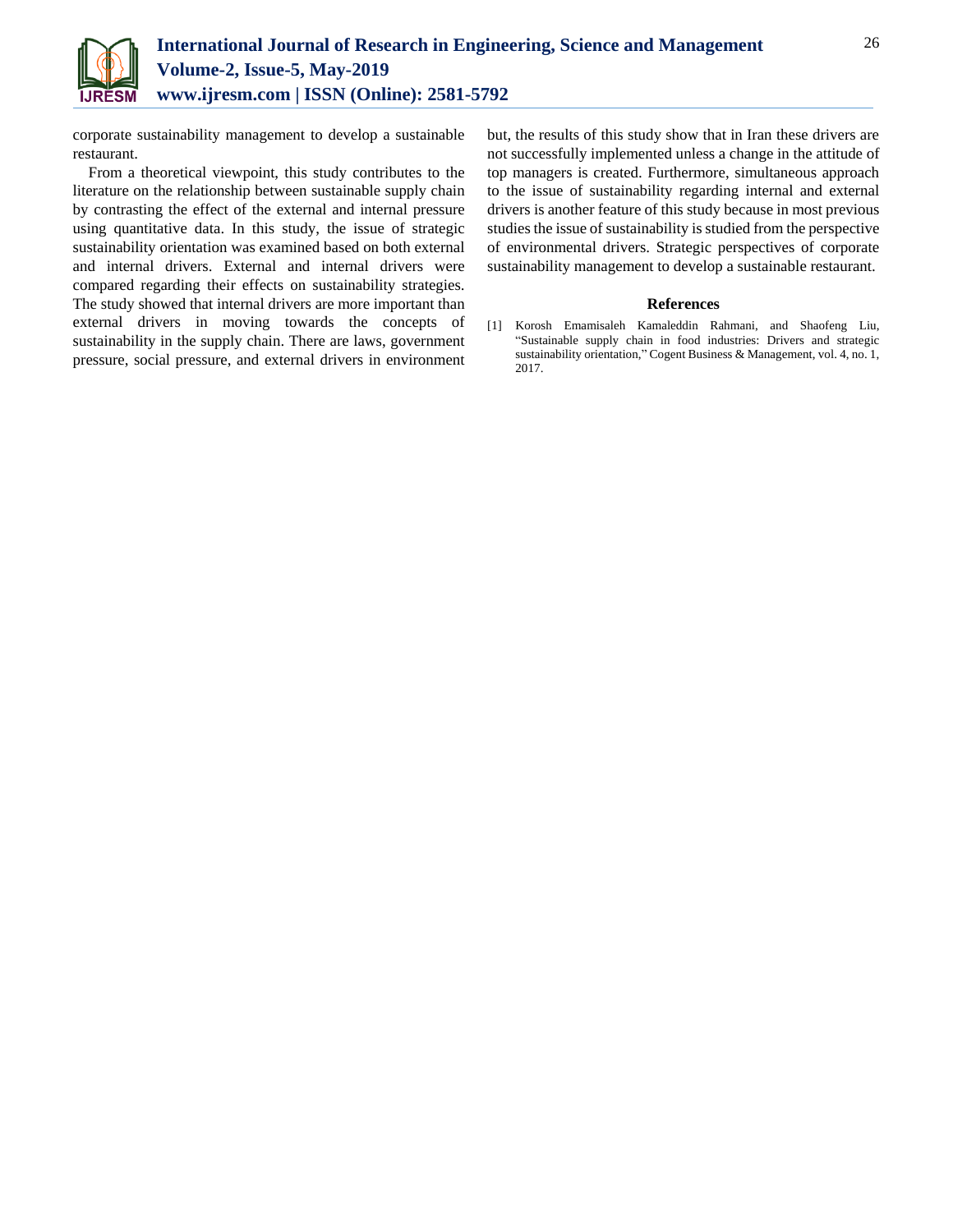corporate sustainability management to develop a sustainable restaurant.

From a theoretical viewpoint, this study contributes to the literature on the relationship between sustainable supply chain by contrasting the effect of the external and internal pressure using quantitative data. In this study, the issue of strategic sustainability orientation was examined based on both external and internal drivers. External and internal drivers were compared regarding their effects on sustainability strategies. The study showed that internal drivers are more important than external drivers in moving towards the concepts of sustainability in the supply chain. There are laws, government pressure, social pressure, and external drivers in environment but, the results of this study show that in Iran these drivers are not successfully implemented unless a change in the attitude of top managers is created. Furthermore, simultaneous approach to the issue of sustainability regarding internal and external drivers is another feature of this study because in most previous studies the issue of sustainability is studied from the perspective of environmental drivers. Strategic perspectives of corporate sustainability management to develop a sustainable restaurant.

## References

[1] Korosh Emamisaleh Kamaleddin Rahmani, and Shaofeng Liu, "Sustainable supply chain in food industries: Drivers and strategic sustainability orientation," Cogent Business & Management, vol. 4, no. 1, 2017.